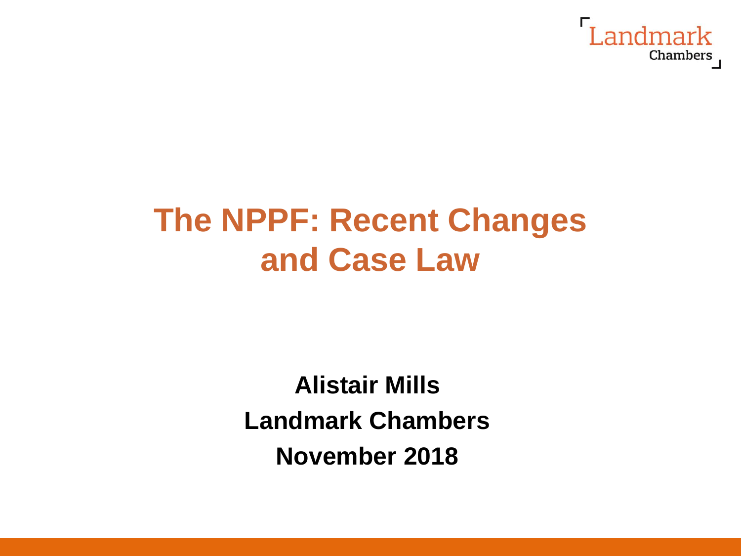# The NPPF: Recent Changes and Case Law

**Alistair Mills**

**Landmark Chambers**

**November 2018**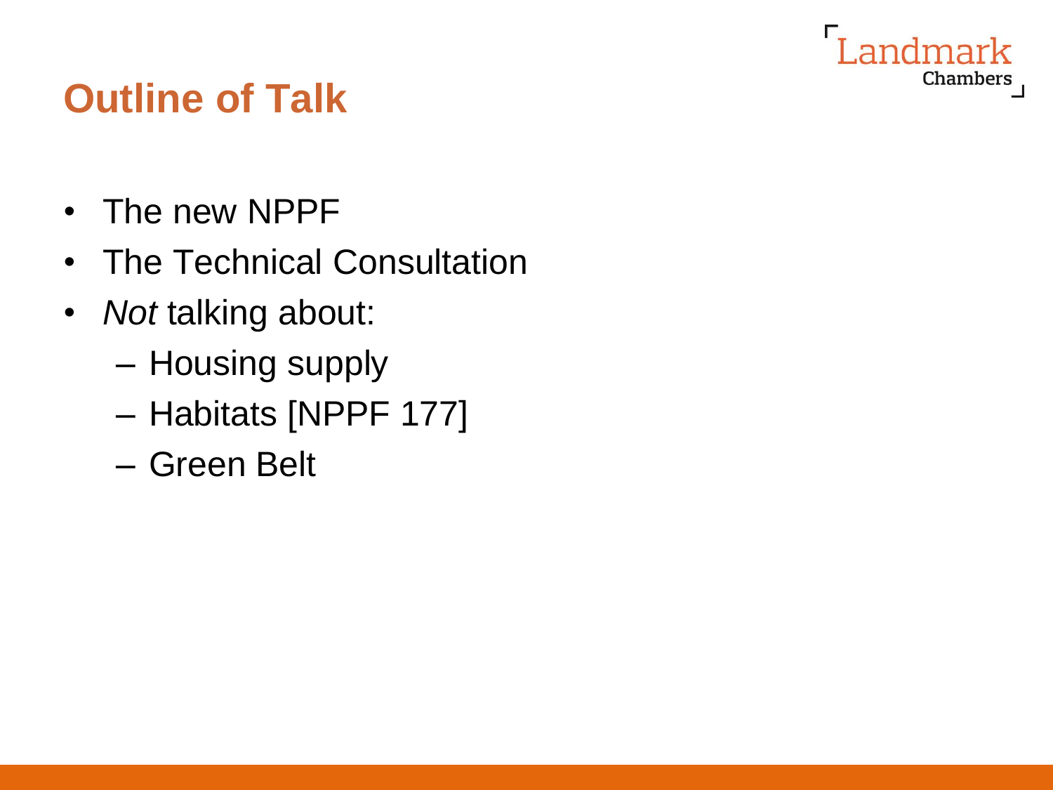# Outline of Talk

- The new NPPF
- The Technical Consultation
- *Not* talking about:
  - Housing supply
  - Habitats [NPPF 177]
  - Green Belt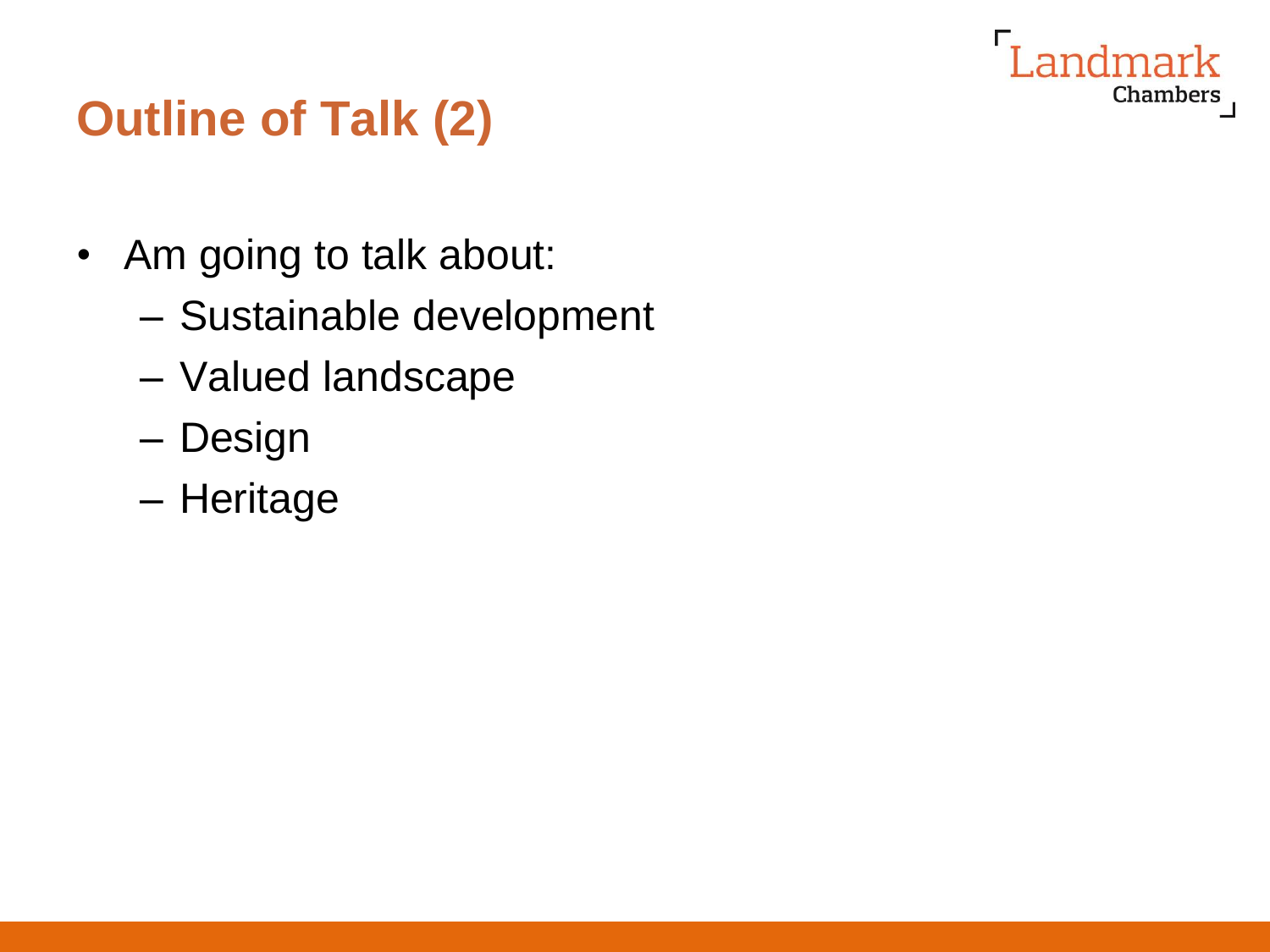# Outline of Talk (2)

- Am going to talk about:
  - Sustainable development
  - Valued landscape
  - Design
  - Heritage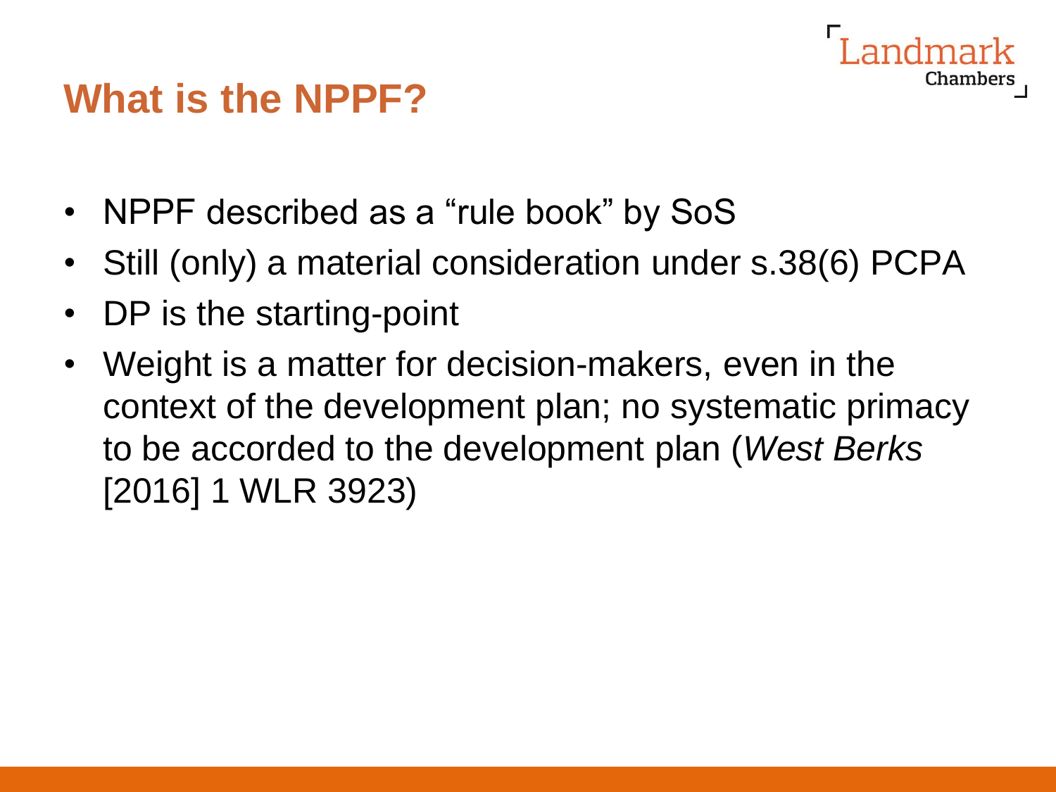# What is the NPPF?

- NPPF described as a “rule book” by SoS
- Still (only) a material consideration under s.38(6) PCPA
- DP is the starting-point
- Weight is a matter for decision-makers, even in the context of the development plan; no systematic primacy to be accorded to the development plan (*West Berks* [2016] 1 WLR 3923)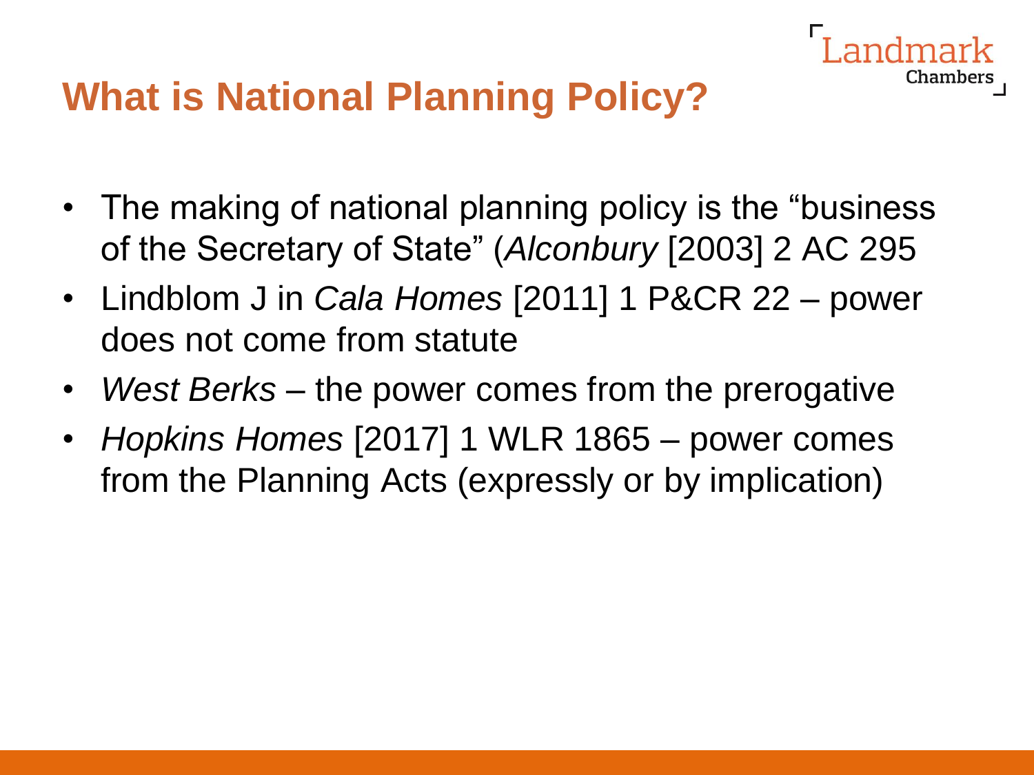# What is National Planning Policy?

- The making of national planning policy is the "business of the Secretary of State" (*Alconbury* [2003] 2 AC 295
- Lindblom J in *Cala Homes* [2011] 1 P&CR 22 – power does not come from statute
- *West Berks* – the power comes from the prerogative
- *Hopkins Homes* [2017] 1 WLR 1865 – power comes from the Planning Acts (expressly or by implication)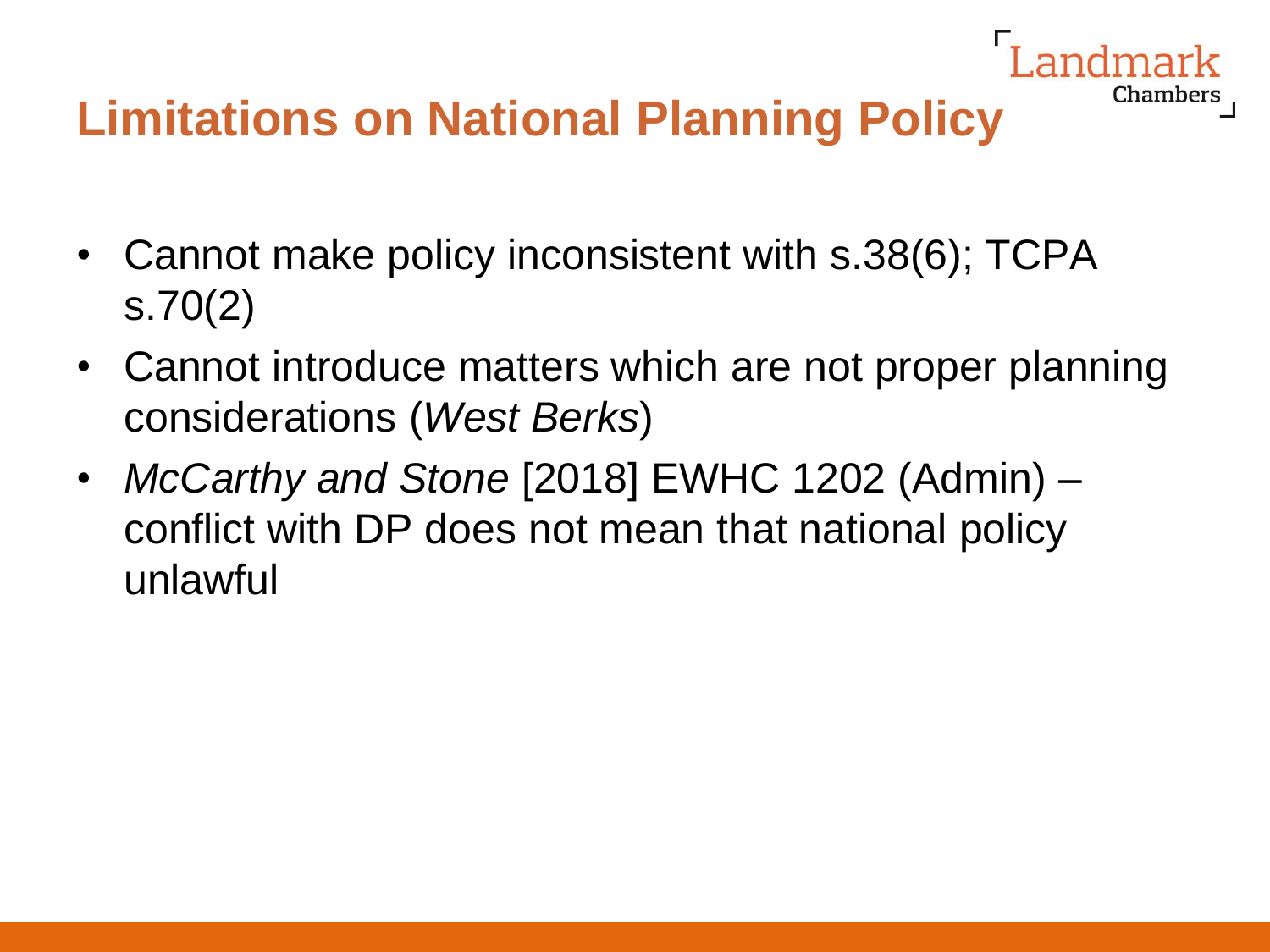# Limitations on National Planning Policy

- Cannot make policy inconsistent with s.38(6); TCPA s.70(2)
- Cannot introduce matters which are not proper planning considerations (*West Berks*)
- *McCarthy and Stone* [2018] EWHC 1202 (Admin) – conflict with DP does not mean that national policy unlawful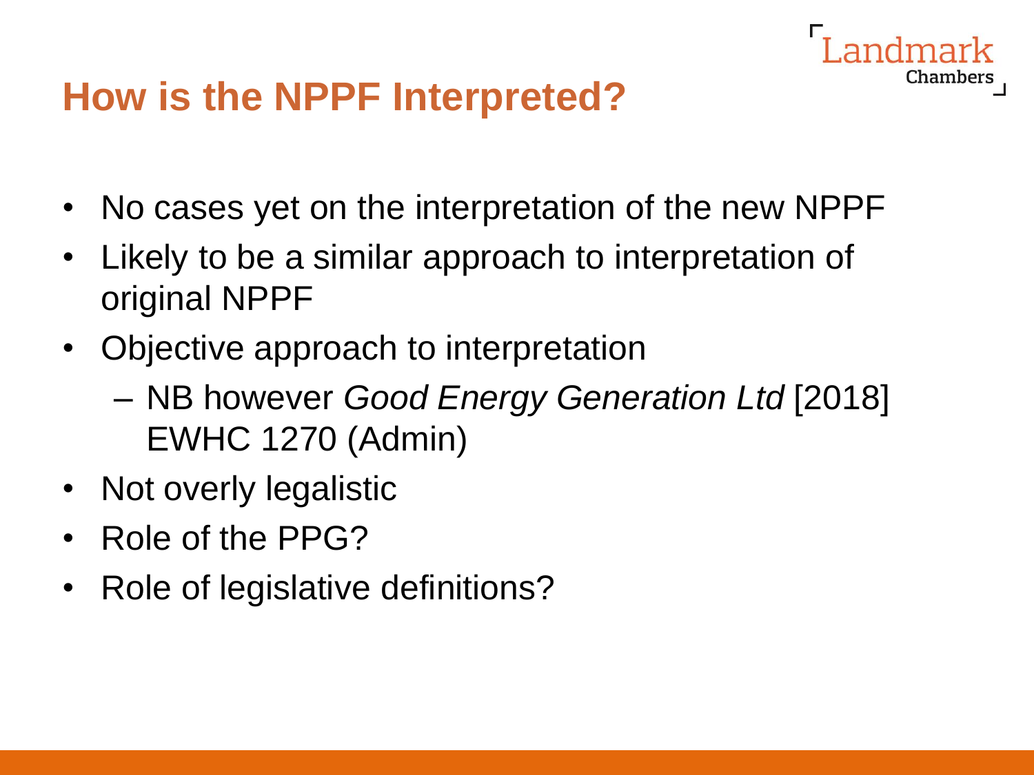# How is the NPPF Interpreted?

- No cases yet on the interpretation of the new NPPF
- Likely to be a similar approach to interpretation of original NPPF
- Objective approach to interpretation
  - NB however *Good Energy Generation Ltd* [2018] EWHC 1270 (Admin)
- Not overly legalistic
- Role of the PPG?
- Role of legislative definitions?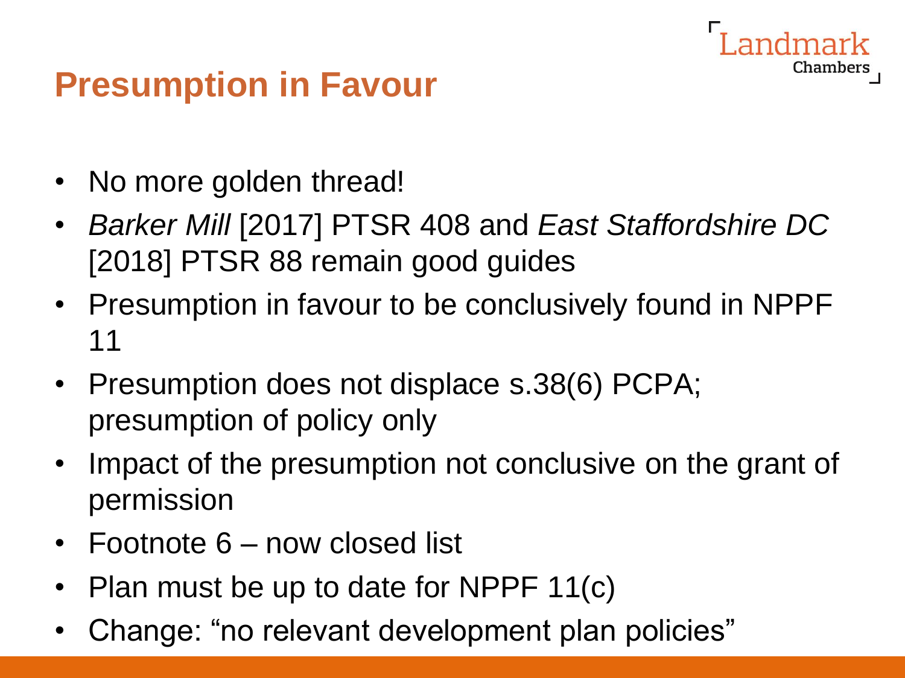# Presumption in Favour

- No more golden thread!
- *Barker Mill* [2017] PTSR 408 and *East Staffordshire DC* [2018] PTSR 88 remain good guides
- Presumption in favour to be conclusively found in NPPF 11
- Presumption does not displace s.38(6) PCPA; presumption of policy only
- Impact of the presumption not conclusive on the grant of permission
- Footnote 6 – now closed list
- Plan must be up to date for NPPF 11(c)
- Change: “no relevant development plan policies”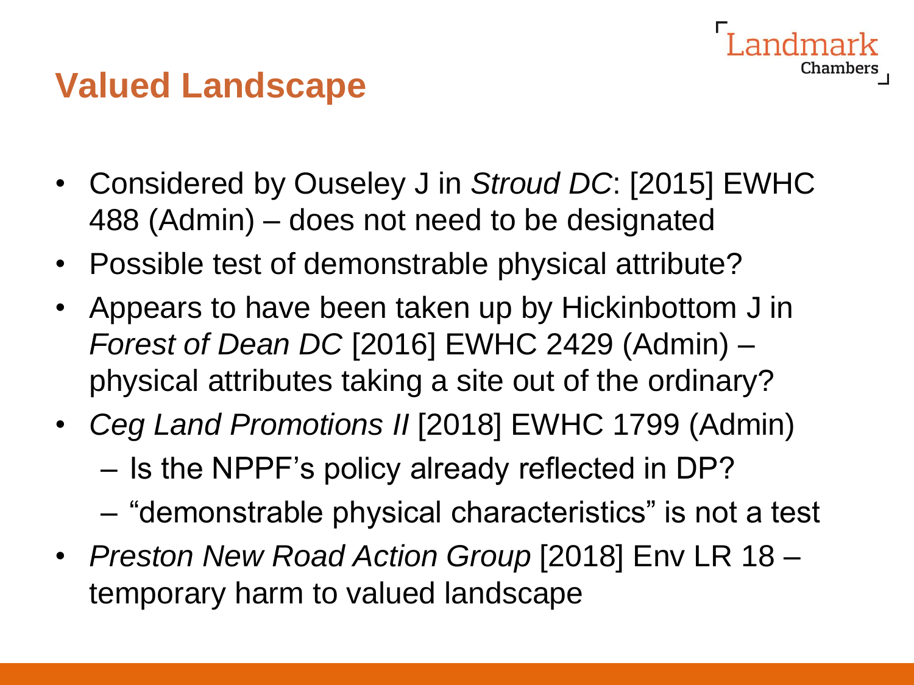# Valued Landscape

- Considered by Ouseley J in *Stroud DC*: [2015] EWHC 488 (Admin) – does not need to be designated
- Possible test of demonstrable physical attribute?
- Appears to have been taken up by Hickinbottom J in *Forest of Dean DC* [2016] EWHC 2429 (Admin) – physical attributes taking a site out of the ordinary?
- *Ceg Land Promotions II* [2018] EWHC 1799 (Admin)
  - Is the NPPF's policy already reflected in DP?
  - "demonstrable physical characteristics" is not a test
- *Preston New Road Action Group* [2018] Env LR 18 – temporary harm to valued landscape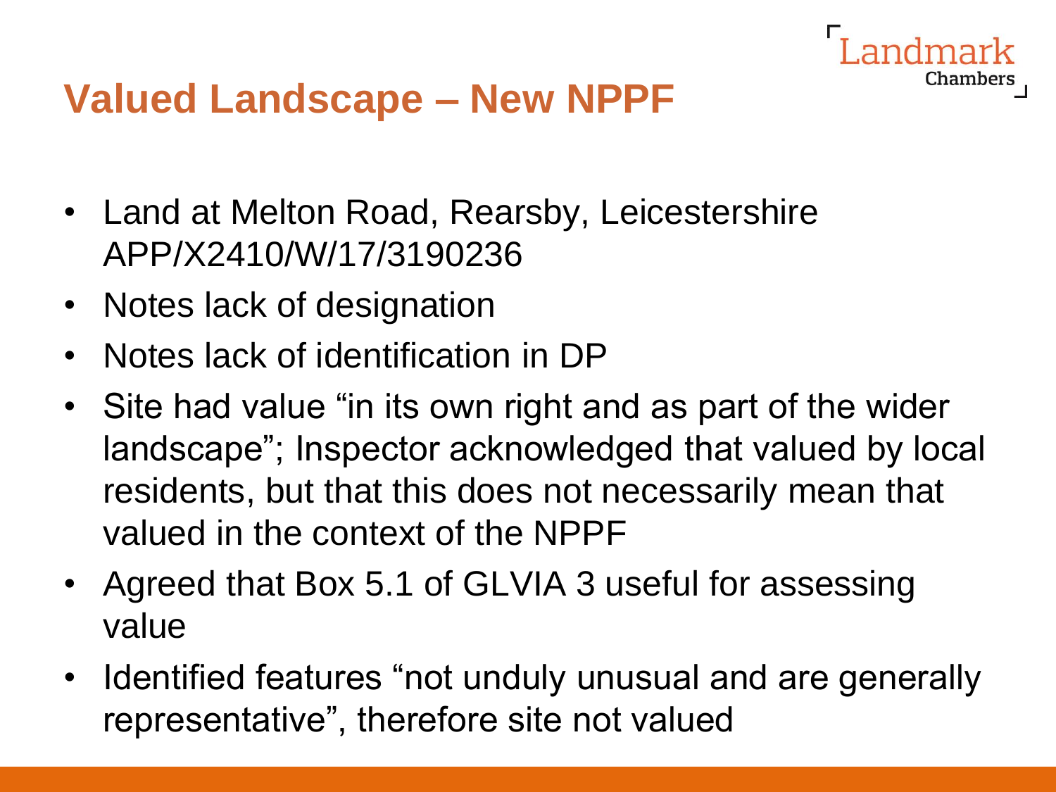## Valued Landscape – New NPPF

- Land at Melton Road, Rearsby, Leicestershire APP/X2410/W/17/3190236
- Notes lack of designation
- Notes lack of identification in DP
- Site had value "in its own right and as part of the wider landscape"; Inspector acknowledged that valued by local residents, but that this does not necessarily mean that valued in the context of the NPPF
- Agreed that Box 5.1 of GLVIA 3 useful for assessing value
- Identified features "not unduly unusual and are generally representative", therefore site not valued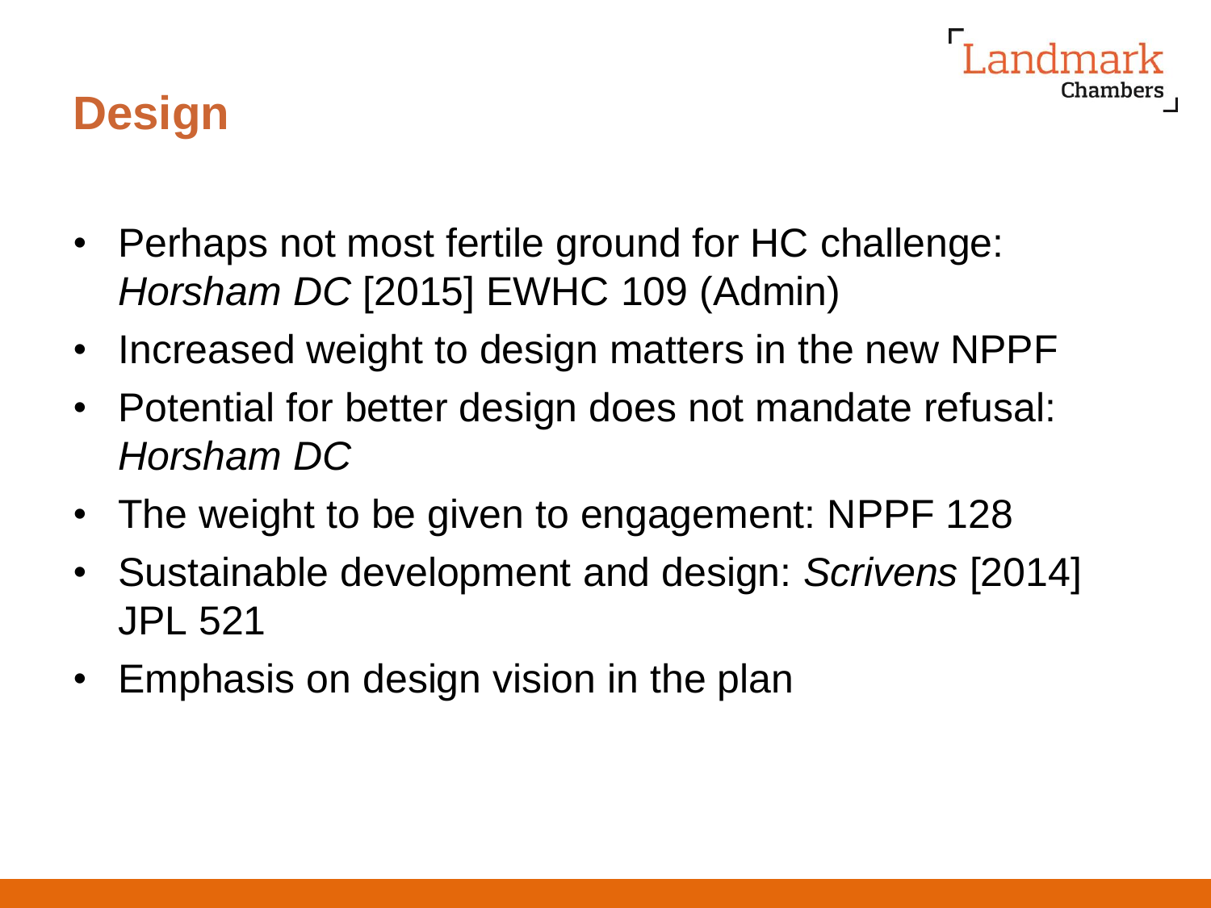# Design

- Perhaps not most fertile ground for HC challenge: *Horsham DC* [2015] EWHC 109 (Admin)
- Increased weight to design matters in the new NPPF
- Potential for better design does not mandate refusal: *Horsham DC*
- The weight to be given to engagement: NPPF 128
- Sustainable development and design: *Scrivens* [2014] JPL 521
- Emphasis on design vision in the plan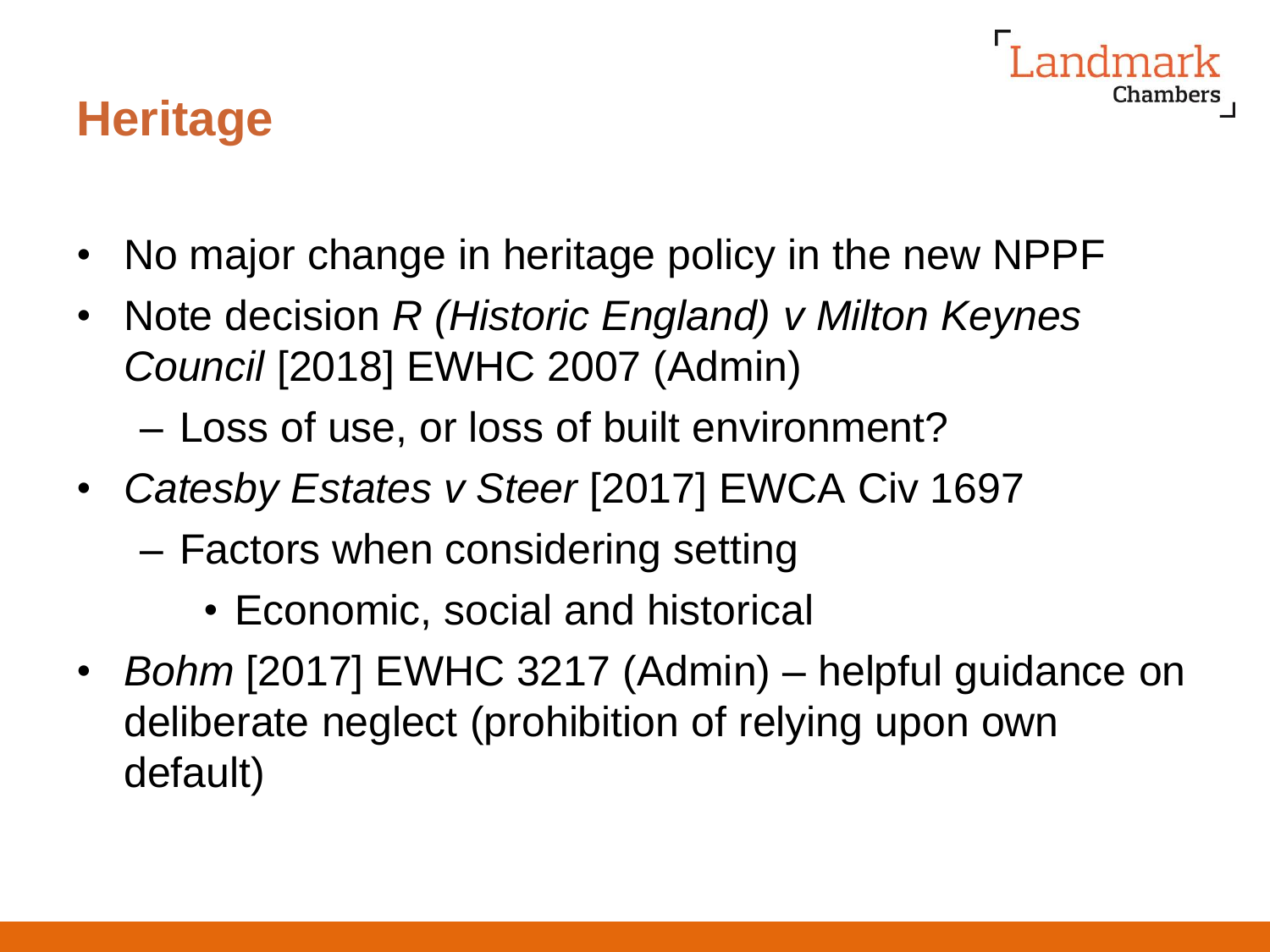# Heritage

- No major change in heritage policy in the new NPPF
- Note decision *R (Historic England) v Milton Keynes Council* [2018] EWHC 2007 (Admin)
  - Loss of use, or loss of built environment?
- *Catesby Estates v Steer* [2017] EWCA Civ 1697
  - Factors when considering setting
    - Economic, social and historical
- *Bohm* [2017] EWHC 3217 (Admin) – helpful guidance on deliberate neglect (prohibition of relying upon own default)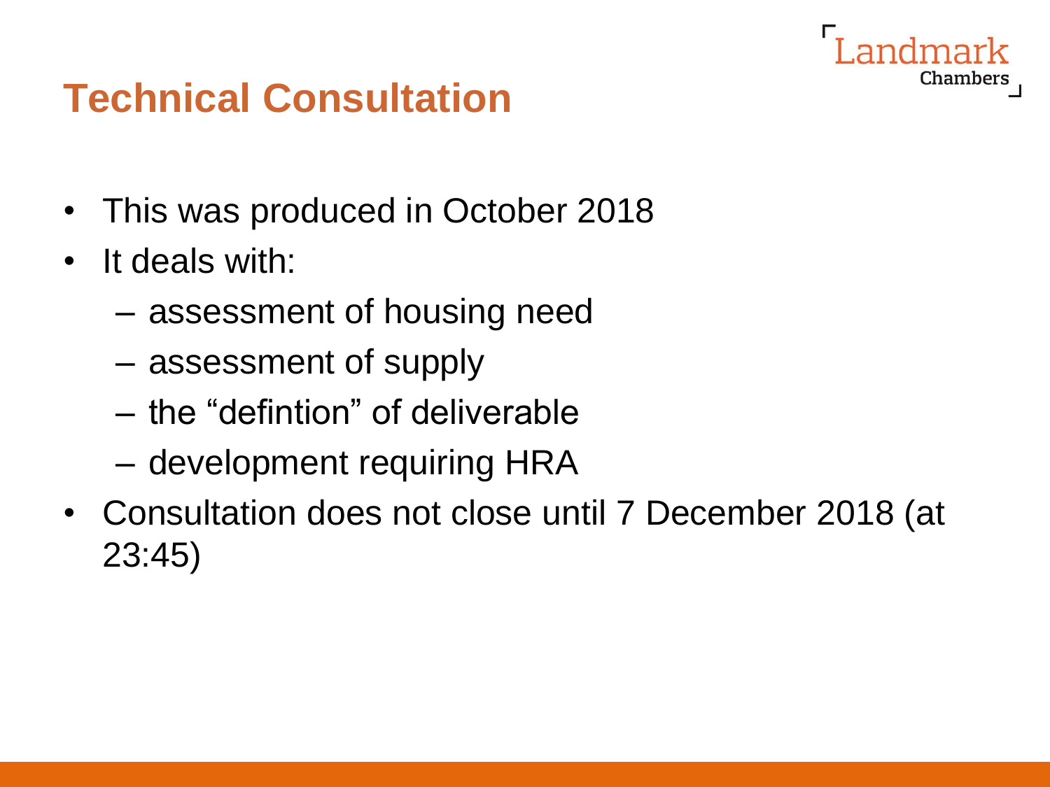# Technical Consultation

- This was produced in October 2018
- It deals with:
  - assessment of housing need
  - assessment of supply
  - the "defintion" of deliverable
  - development requiring HRA
- Consultation does not close until 7 December 2018 (at 23:45)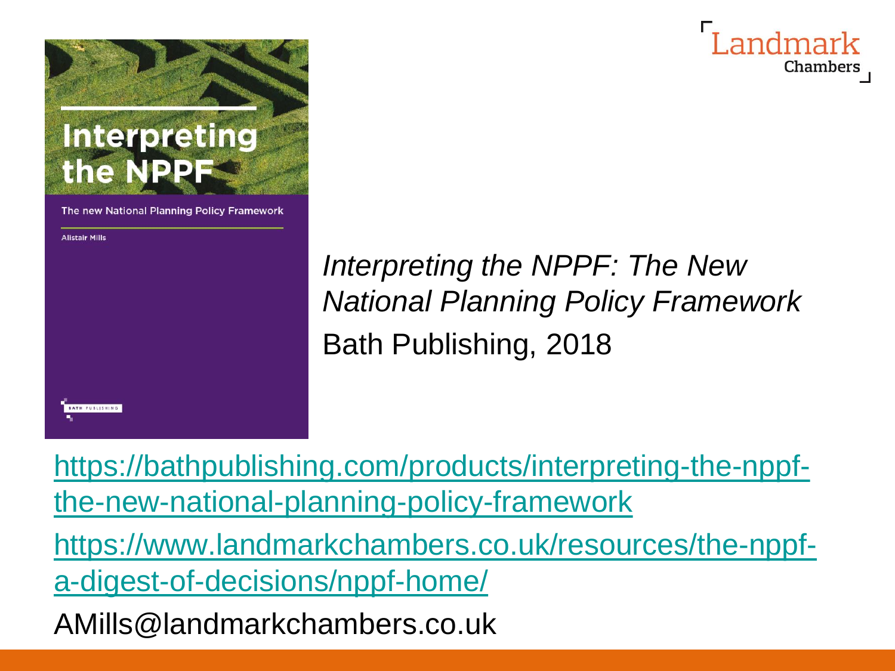Landmark Chambers

Interpreting the NPPF

The new National Planning Policy Framework

Alistair Mills

BATH PUBLISHING

*Interpreting the NPPF: The New National Planning Policy Framework*

Bath Publishing, 2018

https://bathpublishing.com/products/interpreting-the-nppf-the-new-national-planning-policy-framework

https://www.landmarkchambers.co.uk/resources/the-nppf-a-digest-of-decisions/nppf-home/

AMills@landmarkchambers.co.uk